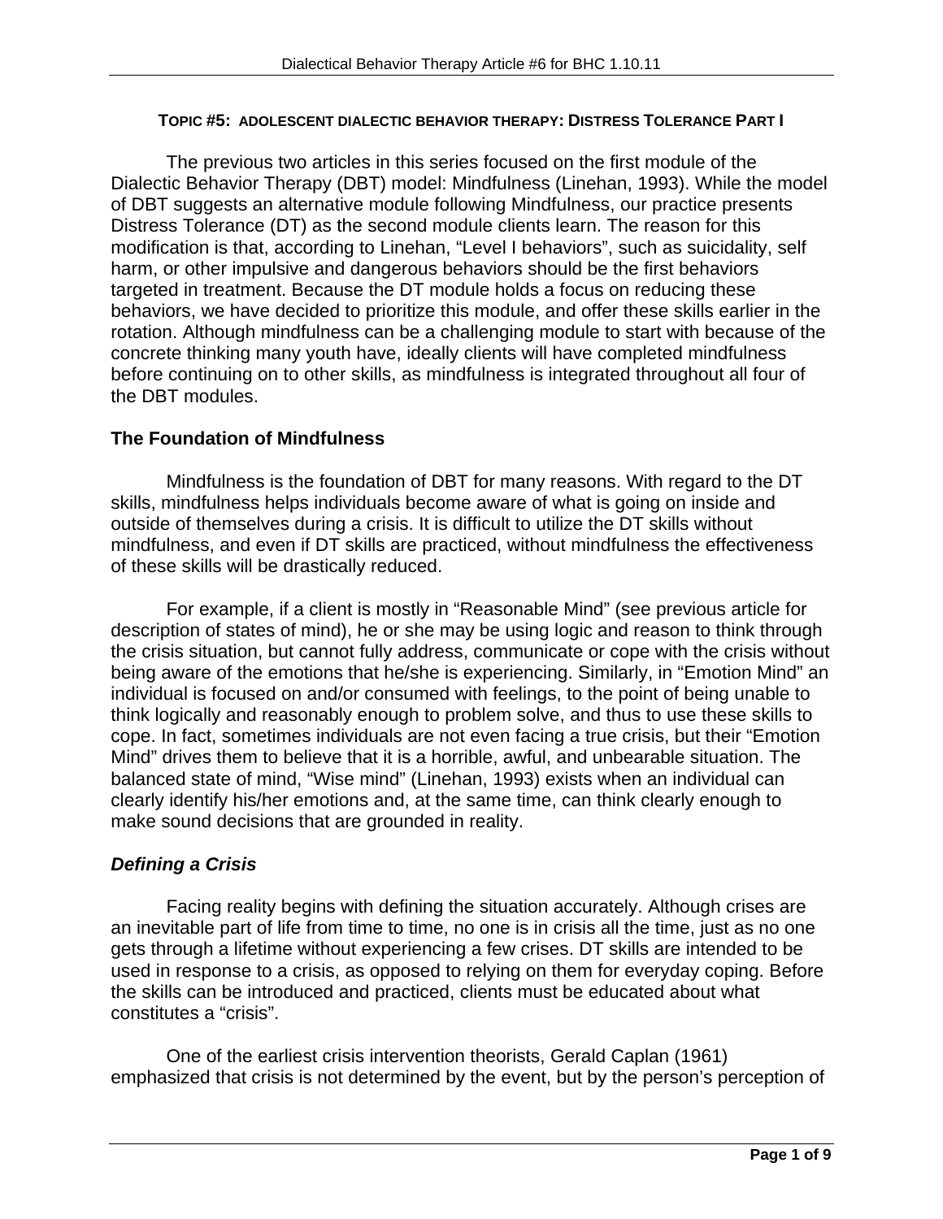**TOPIC #5: ADOLESCENT DIALECTIC BEHAVIOR THERAPY: DISTRESS TOLERANCE PART I**

The previous two articles in this series focused on the first module of the Dialectic Behavior Therapy (DBT) model: Mindfulness (Linehan, 1993). While the model of DBT suggests an alternative module following Mindfulness, our practice presents Distress Tolerance (DT) as the second module clients learn. The reason for this modification is that, according to Linehan, "Level I behaviors", such as suicidality, self harm, or other impulsive and dangerous behaviors should be the first behaviors targeted in treatment. Because the DT module holds a focus on reducing these behaviors, we have decided to prioritize this module, and offer these skills earlier in the rotation. Although mindfulness can be a challenging module to start with because of the concrete thinking many youth have, ideally clients will have completed mindfulness before continuing on to other skills, as mindfulness is integrated throughout all four of the DBT modules.

## The Foundation of Mindfulness

Mindfulness is the foundation of DBT for many reasons. With regard to the DT skills, mindfulness helps individuals become aware of what is going on inside and outside of themselves during a crisis. It is difficult to utilize the DT skills without mindfulness, and even if DT skills are practiced, without mindfulness the effectiveness of these skills will be drastically reduced.

For example, if a client is mostly in "Reasonable Mind" (see previous article for description of states of mind), he or she may be using logic and reason to think through the crisis situation, but cannot fully address, communicate or cope with the crisis without being aware of the emotions that he/she is experiencing. Similarly, in "Emotion Mind" an individual is focused on and/or consumed with feelings, to the point of being unable to think logically and reasonably enough to problem solve, and thus to use these skills to cope. In fact, sometimes individuals are not even facing a true crisis, but their "Emotion Mind" drives them to believe that it is a horrible, awful, and unbearable situation. The balanced state of mind, "Wise mind" (Linehan, 1993) exists when an individual can clearly identify his/her emotions and, at the same time, can think clearly enough to make sound decisions that are grounded in reality.

### *Defining a Crisis*

Facing reality begins with defining the situation accurately. Although crises are an inevitable part of life from time to time, no one is in crisis all the time, just as no one gets through a lifetime without experiencing a few crises. DT skills are intended to be used in response to a crisis, as opposed to relying on them for everyday coping. Before the skills can be introduced and practiced, clients must be educated about what constitutes a "crisis".

One of the earliest crisis intervention theorists, Gerald Caplan (1961) emphasized that crisis is not determined by the event, but by the person's perception of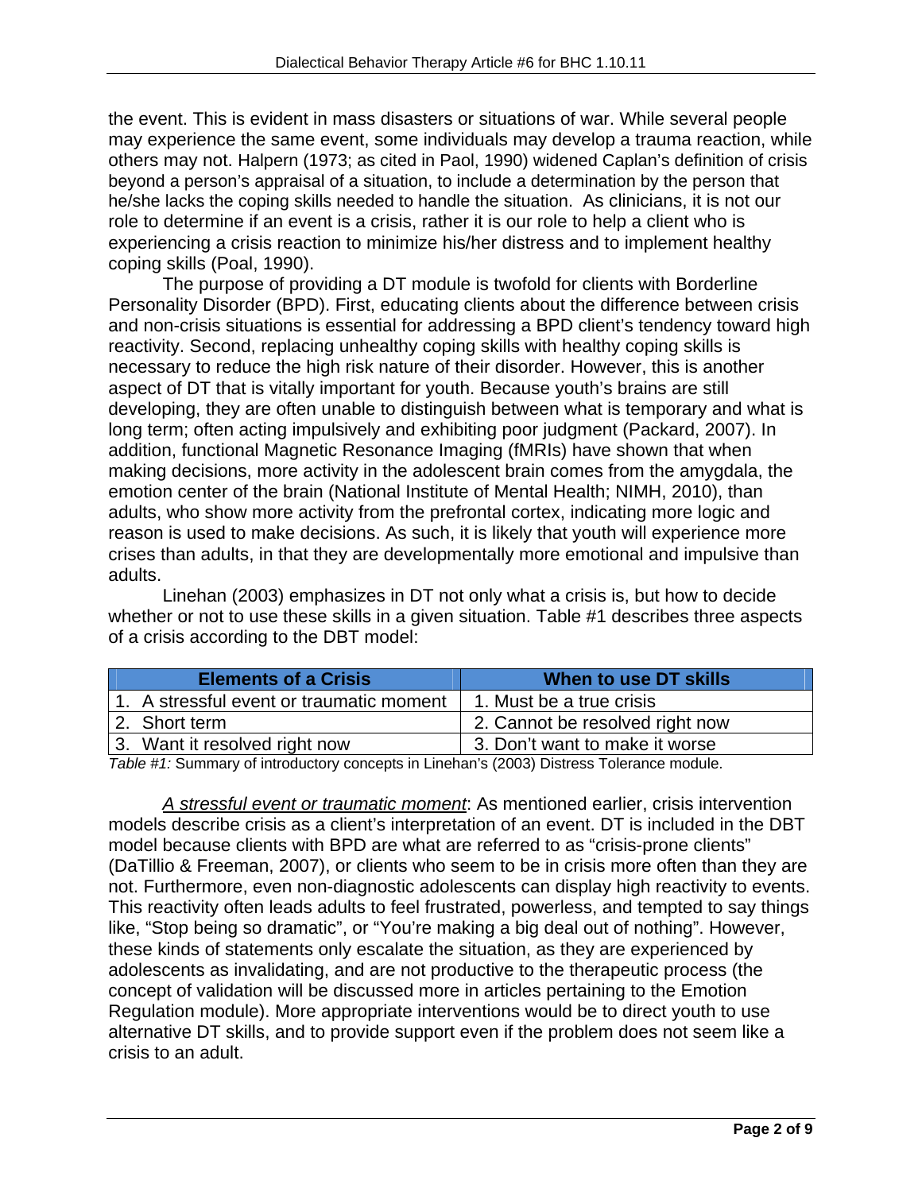the event. This is evident in mass disasters or situations of war. While several people may experience the same event, some individuals may develop a trauma reaction, while others may not. Halpern (1973; as cited in Paol, 1990) widened Caplan's definition of crisis beyond a person's appraisal of a situation, to include a determination by the person that he/she lacks the coping skills needed to handle the situation. As clinicians, it is not our role to determine if an event is a crisis, rather it is our role to help a client who is experiencing a crisis reaction to minimize his/her distress and to implement healthy coping skills (Poal, 1990).

The purpose of providing a DT module is twofold for clients with Borderline Personality Disorder (BPD). First, educating clients about the difference between crisis and non-crisis situations is essential for addressing a BPD client's tendency toward high reactivity. Second, replacing unhealthy coping skills with healthy coping skills is necessary to reduce the high risk nature of their disorder. However, this is another aspect of DT that is vitally important for youth. Because youth's brains are still developing, they are often unable to distinguish between what is temporary and what is long term; often acting impulsively and exhibiting poor judgment (Packard, 2007). In addition, functional Magnetic Resonance Imaging (fMRIs) have shown that when making decisions, more activity in the adolescent brain comes from the amygdala, the emotion center of the brain (National Institute of Mental Health; NIMH, 2010), than adults, who show more activity from the prefrontal cortex, indicating more logic and reason is used to make decisions. As such, it is likely that youth will experience more crises than adults, in that they are developmentally more emotional and impulsive than adults.

Linehan (2003) emphasizes in DT not only what a crisis is, but how to decide whether or not to use these skills in a given situation. Table #1 describes three aspects of a crisis according to the DBT model:

| Elements of a Crisis | When to use DT skills |
|---|---|
| 1. A stressful event or traumatic moment | 1. Must be a true crisis |
| 2. Short term | 2. Cannot be resolved right now |
| 3. Want it resolved right now | 3. Don't want to make it worse |

*Table #1:* Summary of introductory concepts in Linehan's (2003) Distress Tolerance module.

*A stressful event or traumatic moment*: As mentioned earlier, crisis intervention models describe crisis as a client's interpretation of an event. DT is included in the DBT model because clients with BPD are what are referred to as "crisis-prone clients" (DaTillio & Freeman, 2007), or clients who seem to be in crisis more often than they are not. Furthermore, even non-diagnostic adolescents can display high reactivity to events. This reactivity often leads adults to feel frustrated, powerless, and tempted to say things like, "Stop being so dramatic", or "You're making a big deal out of nothing". However, these kinds of statements only escalate the situation, as they are experienced by adolescents as invalidating, and are not productive to the therapeutic process (the concept of validation will be discussed more in articles pertaining to the Emotion Regulation module). More appropriate interventions would be to direct youth to use alternative DT skills, and to provide support even if the problem does not seem like a crisis to an adult.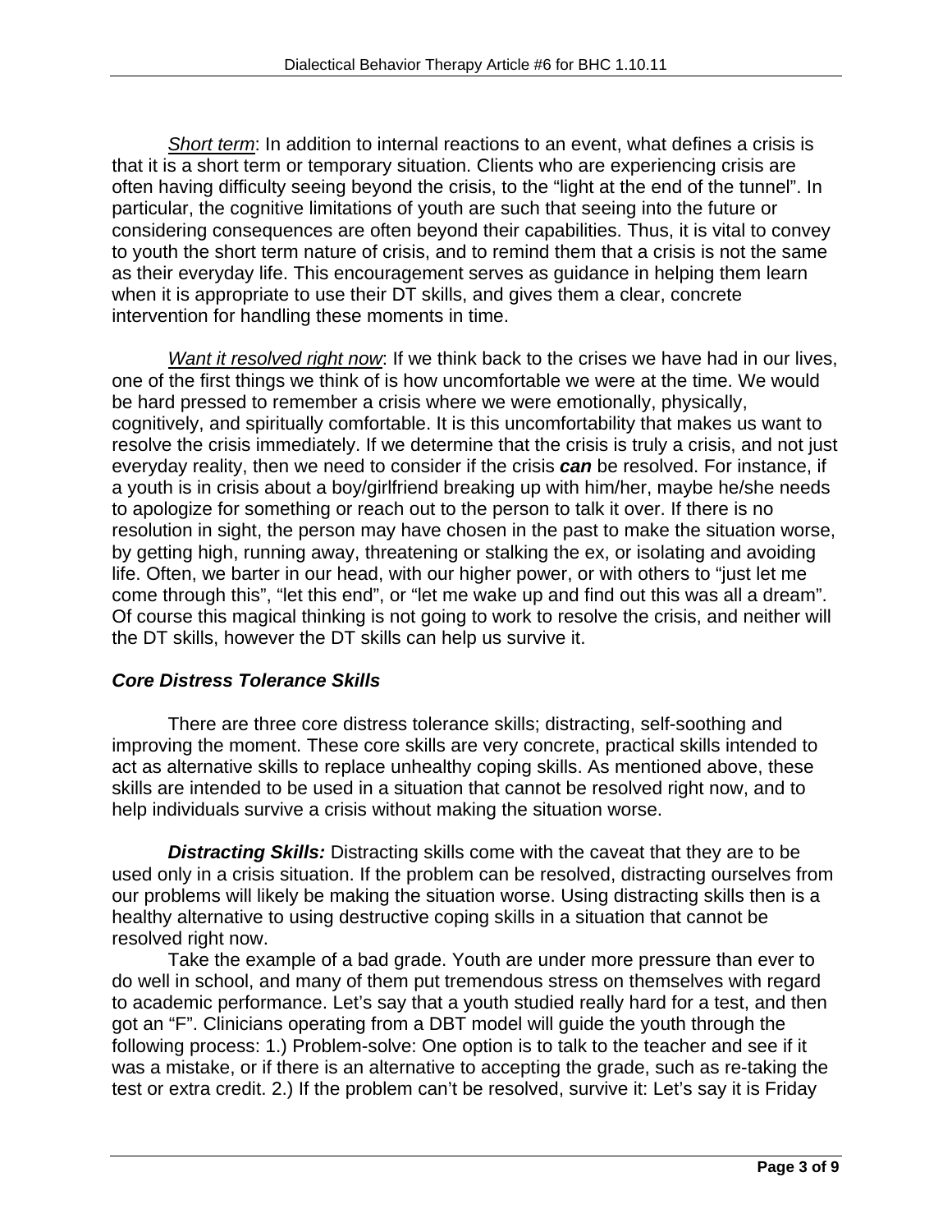*Short term*: In addition to internal reactions to an event, what defines a crisis is that it is a short term or temporary situation. Clients who are experiencing crisis are often having difficulty seeing beyond the crisis, to the "light at the end of the tunnel". In particular, the cognitive limitations of youth are such that seeing into the future or considering consequences are often beyond their capabilities. Thus, it is vital to convey to youth the short term nature of crisis, and to remind them that a crisis is not the same as their everyday life. This encouragement serves as guidance in helping them learn when it is appropriate to use their DT skills, and gives them a clear, concrete intervention for handling these moments in time.

*Want it resolved right now*: If we think back to the crises we have had in our lives, one of the first things we think of is how uncomfortable we were at the time. We would be hard pressed to remember a crisis where we were emotionally, physically, cognitively, and spiritually comfortable. It is this uncomfortability that makes us want to resolve the crisis immediately. If we determine that the crisis is truly a crisis, and not just everyday reality, then we need to consider if the crisis ***can*** be resolved. For instance, if a youth is in crisis about a boy/girlfriend breaking up with him/her, maybe he/she needs to apologize for something or reach out to the person to talk it over. If there is no resolution in sight, the person may have chosen in the past to make the situation worse, by getting high, running away, threatening or stalking the ex, or isolating and avoiding life. Often, we barter in our head, with our higher power, or with others to "just let me come through this", "let this end", or "let me wake up and find out this was all a dream". Of course this magical thinking is not going to work to resolve the crisis, and neither will the DT skills, however the DT skills can help us survive it.

### *Core Distress Tolerance Skills*

There are three core distress tolerance skills; distracting, self-soothing and improving the moment. These core skills are very concrete, practical skills intended to act as alternative skills to replace unhealthy coping skills. As mentioned above, these skills are intended to be used in a situation that cannot be resolved right now, and to help individuals survive a crisis without making the situation worse.

***Distracting Skills:*** Distracting skills come with the caveat that they are to be used only in a crisis situation. If the problem can be resolved, distracting ourselves from our problems will likely be making the situation worse. Using distracting skills then is a healthy alternative to using destructive coping skills in a situation that cannot be resolved right now.

Take the example of a bad grade. Youth are under more pressure than ever to do well in school, and many of them put tremendous stress on themselves with regard to academic performance. Let's say that a youth studied really hard for a test, and then got an "F". Clinicians operating from a DBT model will guide the youth through the following process: 1.) Problem-solve: One option is to talk to the teacher and see if it was a mistake, or if there is an alternative to accepting the grade, such as re-taking the test or extra credit. 2.) If the problem can't be resolved, survive it: Let's say it is Friday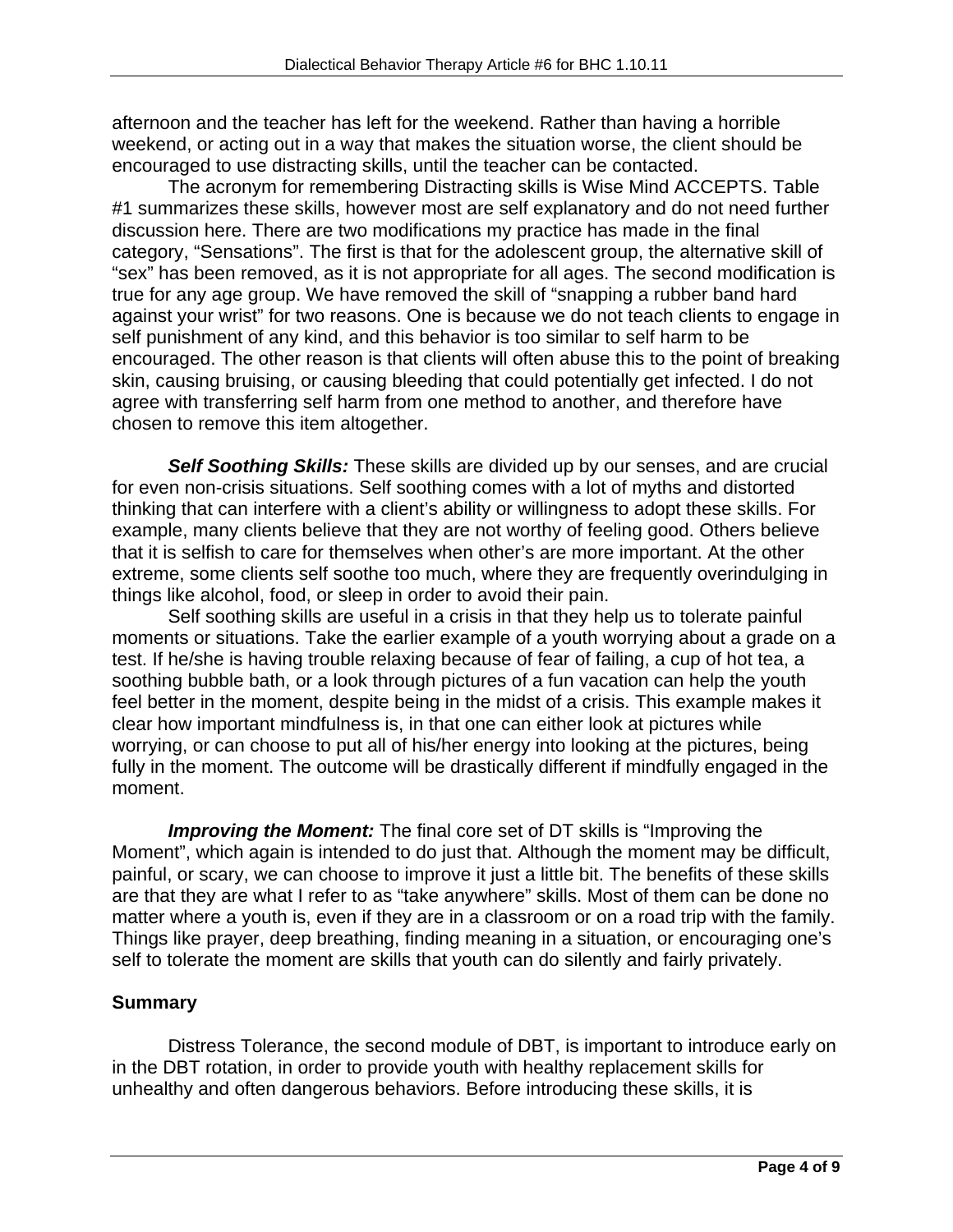afternoon and the teacher has left for the weekend. Rather than having a horrible weekend, or acting out in a way that makes the situation worse, the client should be encouraged to use distracting skills, until the teacher can be contacted.

The acronym for remembering Distracting skills is Wise Mind ACCEPTS. Table #1 summarizes these skills, however most are self explanatory and do not need further discussion here. There are two modifications my practice has made in the final category, "Sensations". The first is that for the adolescent group, the alternative skill of "sex" has been removed, as it is not appropriate for all ages. The second modification is true for any age group. We have removed the skill of "snapping a rubber band hard against your wrist" for two reasons. One is because we do not teach clients to engage in self punishment of any kind, and this behavior is too similar to self harm to be encouraged. The other reason is that clients will often abuse this to the point of breaking skin, causing bruising, or causing bleeding that could potentially get infected. I do not agree with transferring self harm from one method to another, and therefore have chosen to remove this item altogether.

***Self Soothing Skills:*** These skills are divided up by our senses, and are crucial for even non-crisis situations. Self soothing comes with a lot of myths and distorted thinking that can interfere with a client's ability or willingness to adopt these skills. For example, many clients believe that they are not worthy of feeling good. Others believe that it is selfish to care for themselves when other's are more important. At the other extreme, some clients self soothe too much, where they are frequently overindulging in things like alcohol, food, or sleep in order to avoid their pain.

Self soothing skills are useful in a crisis in that they help us to tolerate painful moments or situations. Take the earlier example of a youth worrying about a grade on a test. If he/she is having trouble relaxing because of fear of failing, a cup of hot tea, a soothing bubble bath, or a look through pictures of a fun vacation can help the youth feel better in the moment, despite being in the midst of a crisis. This example makes it clear how important mindfulness is, in that one can either look at pictures while worrying, or can choose to put all of his/her energy into looking at the pictures, being fully in the moment. The outcome will be drastically different if mindfully engaged in the moment.

***Improving the Moment:*** The final core set of DT skills is "Improving the Moment", which again is intended to do just that. Although the moment may be difficult, painful, or scary, we can choose to improve it just a little bit. The benefits of these skills are that they are what I refer to as "take anywhere" skills. Most of them can be done no matter where a youth is, even if they are in a classroom or on a road trip with the family. Things like prayer, deep breathing, finding meaning in a situation, or encouraging one's self to tolerate the moment are skills that youth can do silently and fairly privately.

## Summary

Distress Tolerance, the second module of DBT, is important to introduce early on in the DBT rotation, in order to provide youth with healthy replacement skills for unhealthy and often dangerous behaviors. Before introducing these skills, it is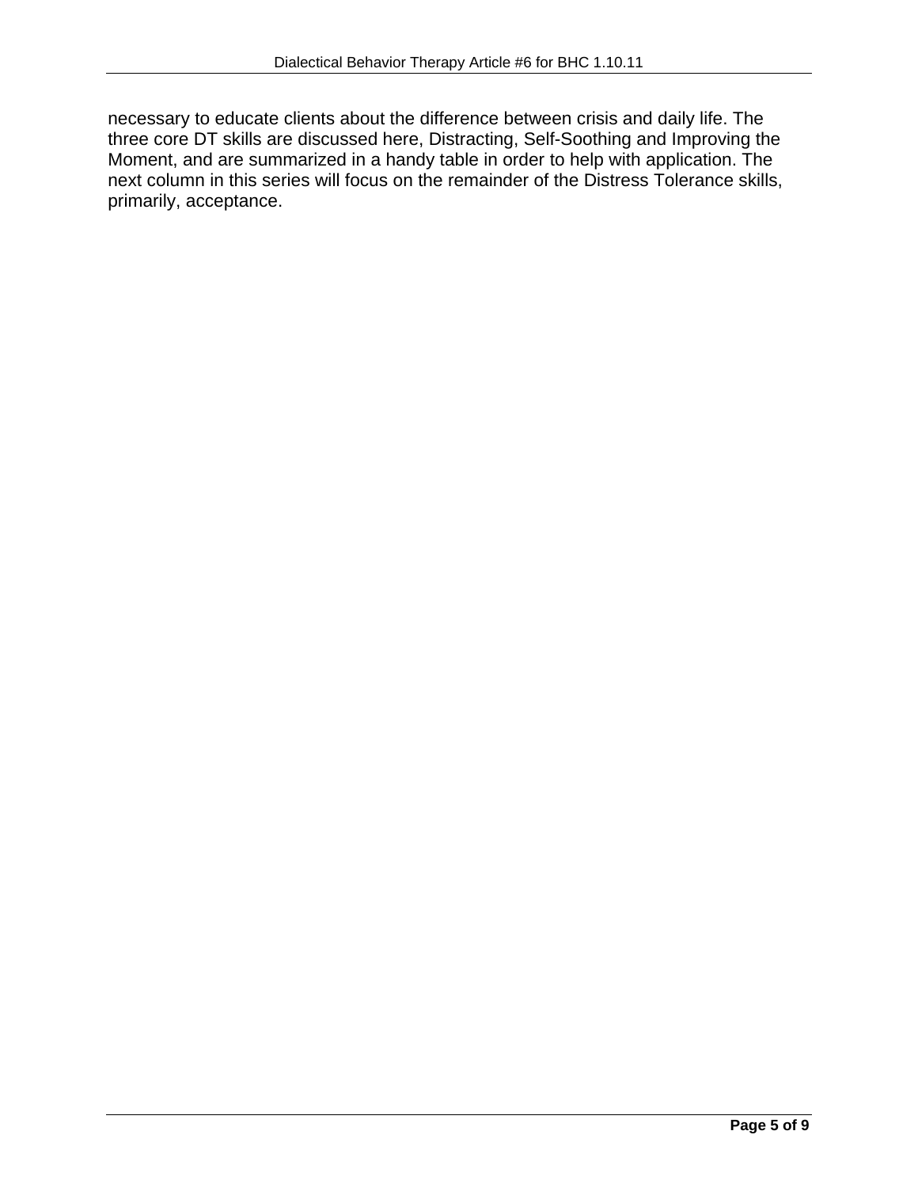necessary to educate clients about the difference between crisis and daily life. The three core DT skills are discussed here, Distracting, Self-Soothing and Improving the Moment, and are summarized in a handy table in order to help with application. The next column in this series will focus on the remainder of the Distress Tolerance skills, primarily, acceptance.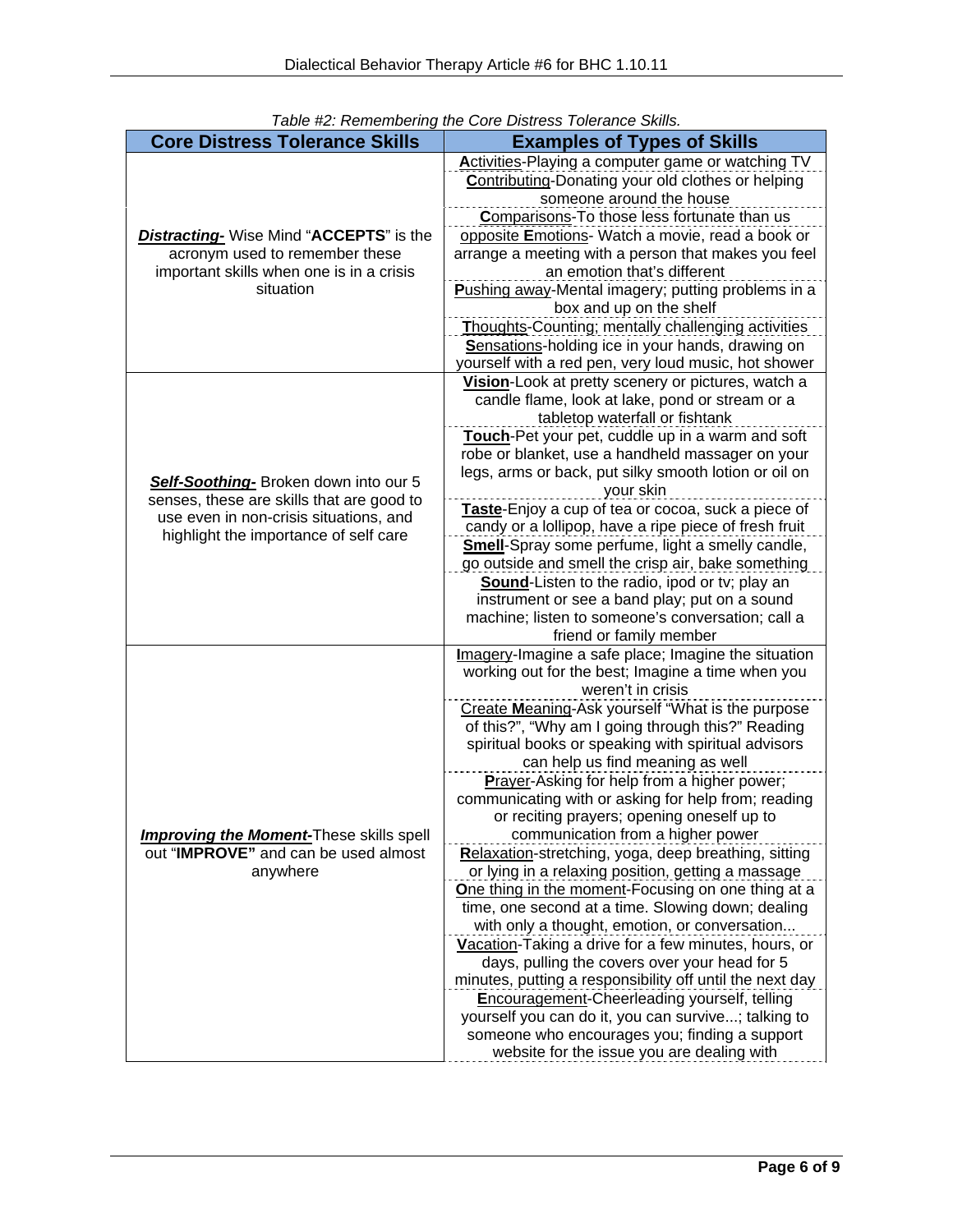*Table #2: Remembering the Core Distress Tolerance Skills.*

| Core Distress Tolerance Skills | Examples of Types of Skills |
|---|---|
| ***Distracting-*** Wise Mind "**ACCEPTS**" is the acronym used to remember these important skills when one is in a crisis situation | **A**ctivities-Playing a computer game or watching TV<br>**C**ontributing-Donating your old clothes or helping someone around the house<br>**C**omparisons-To those less fortunate than us<br>opposite **E**motions- Watch a movie, read a book or arrange a meeting with a person that makes you feel an emotion that's different<br>**P**ushing away-Mental imagery; putting problems in a box and up on the shelf<br>**T**houghts-Counting; mentally challenging activities<br>**S**ensations-holding ice in your hands, drawing on yourself with a red pen, very loud music, hot shower |
| ***Self-Soothing-*** Broken down into our 5 senses, these are skills that are good to use even in non-crisis situations, and highlight the importance of self care | **Vision**-Look at pretty scenery or pictures, watch a candle flame, look at lake, pond or stream or a tabletop waterfall or fishtank<br>**Touch**-Pet your pet, cuddle up in a warm and soft robe or blanket, use a handheld massager on your legs, arms or back, put silky smooth lotion or oil on your skin<br>**Taste**-Enjoy a cup of tea or cocoa, suck a piece of candy or a lollipop, have a ripe piece of fresh fruit<br>**Smell**-Spray some perfume, light a smelly candle, go outside and smell the crisp air, bake something<br>**Sound**-Listen to the radio, ipod or tv; play an instrument or see a band play; put on a sound machine; listen to someone's conversation; call a friend or family member |
| ***Improving the Moment-*** These skills spell out "**IMPROVE"** and can be used almost anywhere | **I**magery-Imagine a safe place; Imagine the situation working out for the best; Imagine a time when you weren't in crisis<br>Create **M**eaning-Ask yourself "What is the purpose of this?", "Why am I going through this?" Reading spiritual books or speaking with spiritual advisors can help us find meaning as well<br>**P**rayer-Asking for help from a higher power; communicating with or asking for help from; reading or reciting prayers; opening oneself up to communication from a higher power<br>**R**elaxation-stretching, yoga, deep breathing, sitting or lying in a relaxing position, getting a massage<br>**O**ne thing in the moment-Focusing on one thing at a time, one second at a time. Slowing down; dealing with only a thought, emotion, or conversation...<br>**V**acation-Taking a drive for a few minutes, hours, or days, pulling the covers over your head for 5 minutes, putting a responsibility off until the next day<br>**E**ncouragement-Cheerleading yourself, telling yourself you can do it, you can survive...; talking to someone who encourages you; finding a support website for the issue you are dealing with |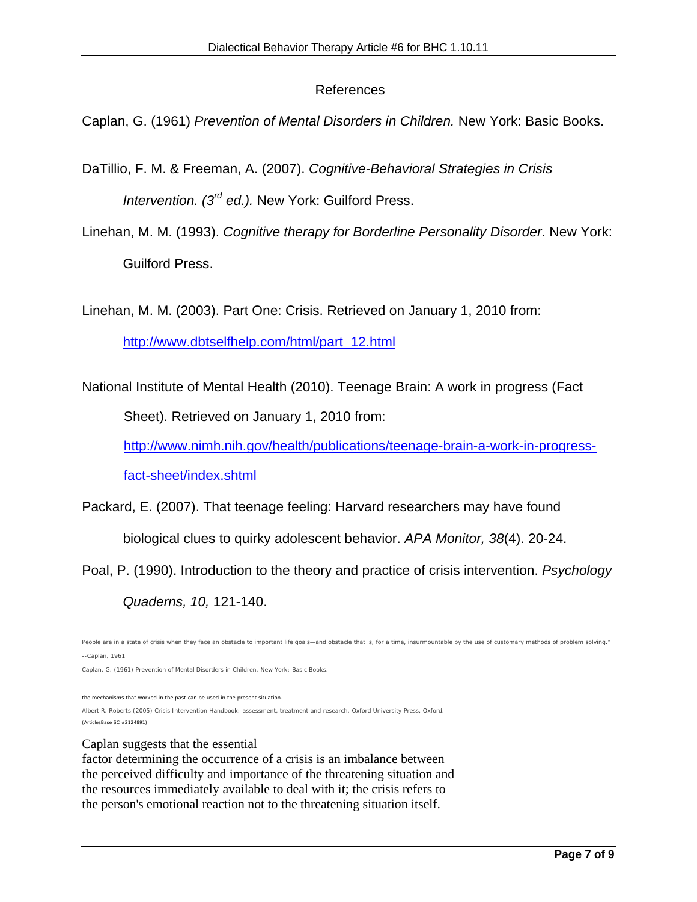## References

Caplan, G. (1961) *Prevention of Mental Disorders in Children.* New York: Basic Books.

DaTillio, F. M. & Freeman, A. (2007). *Cognitive-Behavioral Strategies in Crisis Intervention. (3rd ed.).* New York: Guilford Press.

Linehan, M. M. (1993). *Cognitive therapy for Borderline Personality Disorder*. New York: Guilford Press.

Linehan, M. M. (2003). Part One: Crisis. Retrieved on January 1, 2010 from: http://www.dbtselfhelp.com/html/part_12.html

National Institute of Mental Health (2010). Teenage Brain: A work in progress (Fact Sheet). Retrieved on January 1, 2010 from: http://www.nimh.nih.gov/health/publications/teenage-brain-a-work-in-progress-fact-sheet/index.shtml

Packard, E. (2007). That teenage feeling: Harvard researchers may have found biological clues to quirky adolescent behavior. *APA Monitor, 38*(4). 20-24.

Poal, P. (1990). Introduction to the theory and practice of crisis intervention. *Psychology Quaderns, 10,* 121-140.

People are in a state of crisis when they face an obstacle to important life goals—and obstacle that is, for a time, insurmountable by the use of customary methods of problem solving."

--Caplan, 1961

Caplan, G. (1961) Prevention of Mental Disorders in Children. New York: Basic Books.

the mechanisms that worked in the past can be used in the present situation.

Albert R. Roberts (2005) Crisis Intervention Handbook: assessment, treatment and research, Oxford University Press, Oxford.

(ArticlesBase SC #2124891)

Caplan suggests that the essential factor determining the occurrence of a crisis is an imbalance between the perceived difficulty and importance of the threatening situation and the resources immediately available to deal with it; the crisis refers to the person's emotional reaction not to the threatening situation itself.